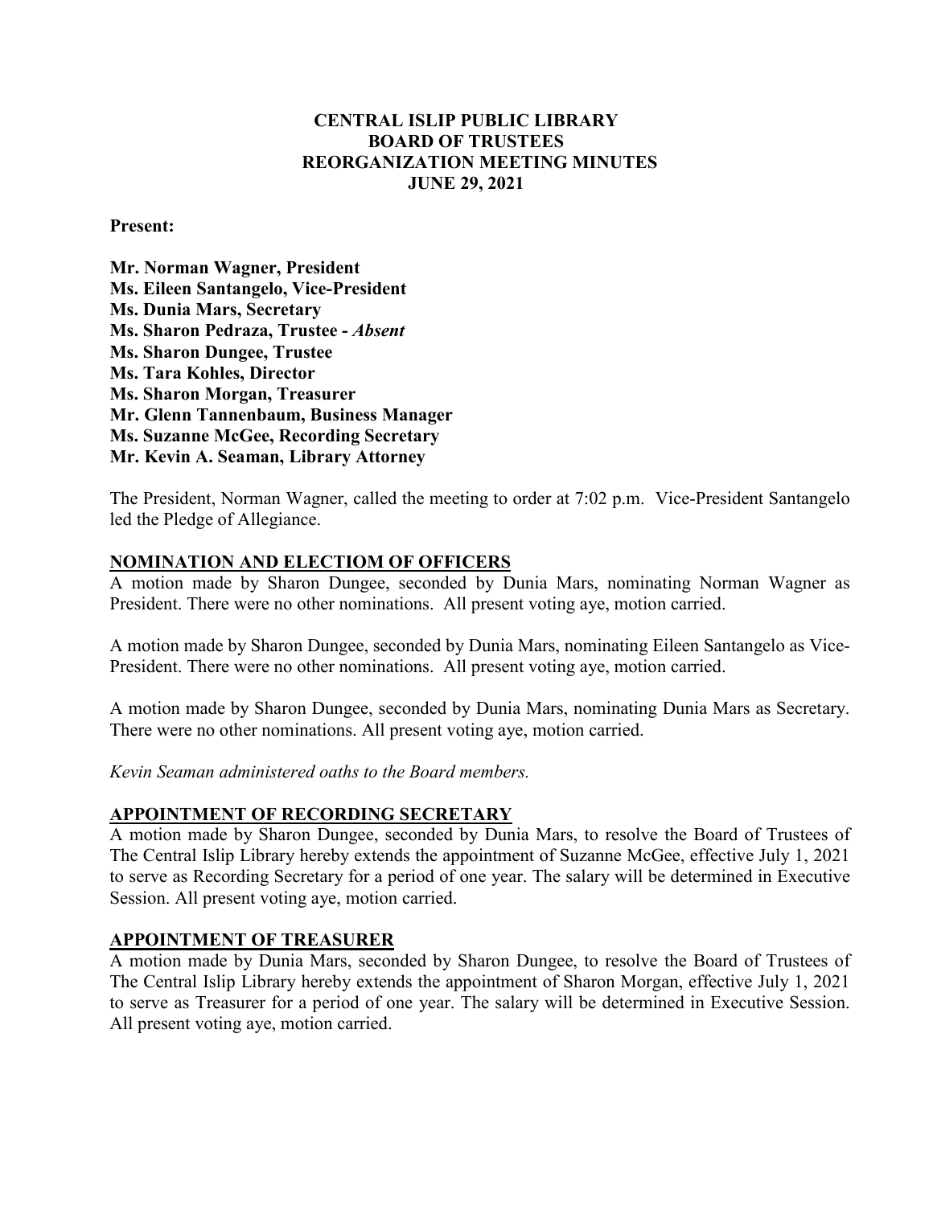**CENTRAL ISLIP PUBLIC LIBRARY**
**BOARD OF TRUSTEES**
**REORGANIZATION MEETING MINUTES**
**JUNE 29, 2021**

**Present:**

**Mr. Norman Wagner, President**
**Ms. Eileen Santangelo, Vice-President**
**Ms. Dunia Mars, Secretary**
**Ms. Sharon Pedraza, Trustee -** ***Absent***
**Ms. Sharon Dungee, Trustee**
**Ms. Tara Kohles, Director**
**Ms. Sharon Morgan, Treasurer**
**Mr. Glenn Tannenbaum, Business Manager**
**Ms. Suzanne McGee, Recording Secretary**
**Mr. Kevin A. Seaman, Library Attorney**

The President, Norman Wagner, called the meeting to order at 7:02 p.m. Vice-President Santangelo led the Pledge of Allegiance.

**NOMINATION AND ELECTIOM OF OFFICERS**

A motion made by Sharon Dungee, seconded by Dunia Mars, nominating Norman Wagner as President. There were no other nominations. All present voting aye, motion carried.

A motion made by Sharon Dungee, seconded by Dunia Mars, nominating Eileen Santangelo as Vice-President. There were no other nominations. All present voting aye, motion carried.

A motion made by Sharon Dungee, seconded by Dunia Mars, nominating Dunia Mars as Secretary. There were no other nominations. All present voting aye, motion carried.

*Kevin Seaman administered oaths to the Board members.*

**APPOINTMENT OF RECORDING SECRETARY**

A motion made by Sharon Dungee, seconded by Dunia Mars, to resolve the Board of Trustees of The Central Islip Library hereby extends the appointment of Suzanne McGee, effective July 1, 2021 to serve as Recording Secretary for a period of one year. The salary will be determined in Executive Session. All present voting aye, motion carried.

**APPOINTMENT OF TREASURER**

A motion made by Dunia Mars, seconded by Sharon Dungee, to resolve the Board of Trustees of The Central Islip Library hereby extends the appointment of Sharon Morgan, effective July 1, 2021 to serve as Treasurer for a period of one year. The salary will be determined in Executive Session. All present voting aye, motion carried.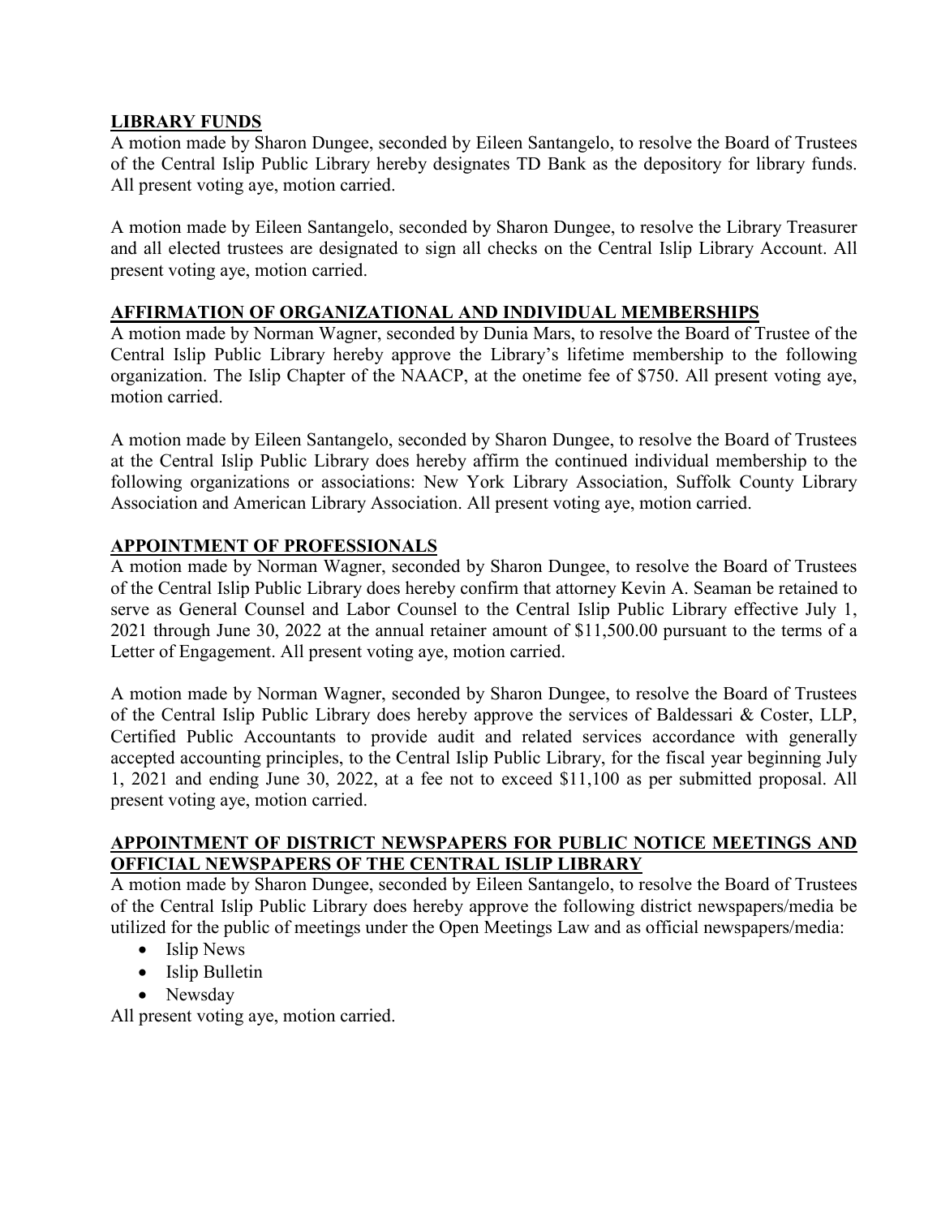## LIBRARY FUNDS

A motion made by Sharon Dungee, seconded by Eileen Santangelo, to resolve the Board of Trustees of the Central Islip Public Library hereby designates TD Bank as the depository for library funds. All present voting aye, motion carried.

A motion made by Eileen Santangelo, seconded by Sharon Dungee, to resolve the Library Treasurer and all elected trustees are designated to sign all checks on the Central Islip Library Account. All present voting aye, motion carried.

## AFFIRMATION OF ORGANIZATIONAL AND INDIVIDUAL MEMBERSHIPS

A motion made by Norman Wagner, seconded by Dunia Mars, to resolve the Board of Trustee of the Central Islip Public Library hereby approve the Library's lifetime membership to the following organization. The Islip Chapter of the NAACP, at the onetime fee of $750. All present voting aye, motion carried.

A motion made by Eileen Santangelo, seconded by Sharon Dungee, to resolve the Board of Trustees at the Central Islip Public Library does hereby affirm the continued individual membership to the following organizations or associations: New York Library Association, Suffolk County Library Association and American Library Association. All present voting aye, motion carried.

## APPOINTMENT OF PROFESSIONALS

A motion made by Norman Wagner, seconded by Sharon Dungee, to resolve the Board of Trustees of the Central Islip Public Library does hereby confirm that attorney Kevin A. Seaman be retained to serve as General Counsel and Labor Counsel to the Central Islip Public Library effective July 1, 2021 through June 30, 2022 at the annual retainer amount of $11,500.00 pursuant to the terms of a Letter of Engagement. All present voting aye, motion carried.

A motion made by Norman Wagner, seconded by Sharon Dungee, to resolve the Board of Trustees of the Central Islip Public Library does hereby approve the services of Baldessari & Coster, LLP, Certified Public Accountants to provide audit and related services accordance with generally accepted accounting principles, to the Central Islip Public Library, for the fiscal year beginning July 1, 2021 and ending June 30, 2022, at a fee not to exceed $11,100 as per submitted proposal. All present voting aye, motion carried.

## APPOINTMENT OF DISTRICT NEWSPAPERS FOR PUBLIC NOTICE MEETINGS AND OFFICIAL NEWSPAPERS OF THE CENTRAL ISLIP LIBRARY

A motion made by Sharon Dungee, seconded by Eileen Santangelo, to resolve the Board of Trustees of the Central Islip Public Library does hereby approve the following district newspapers/media be utilized for the public of meetings under the Open Meetings Law and as official newspapers/media:

- Islip News
- Islip Bulletin
- Newsday

All present voting aye, motion carried.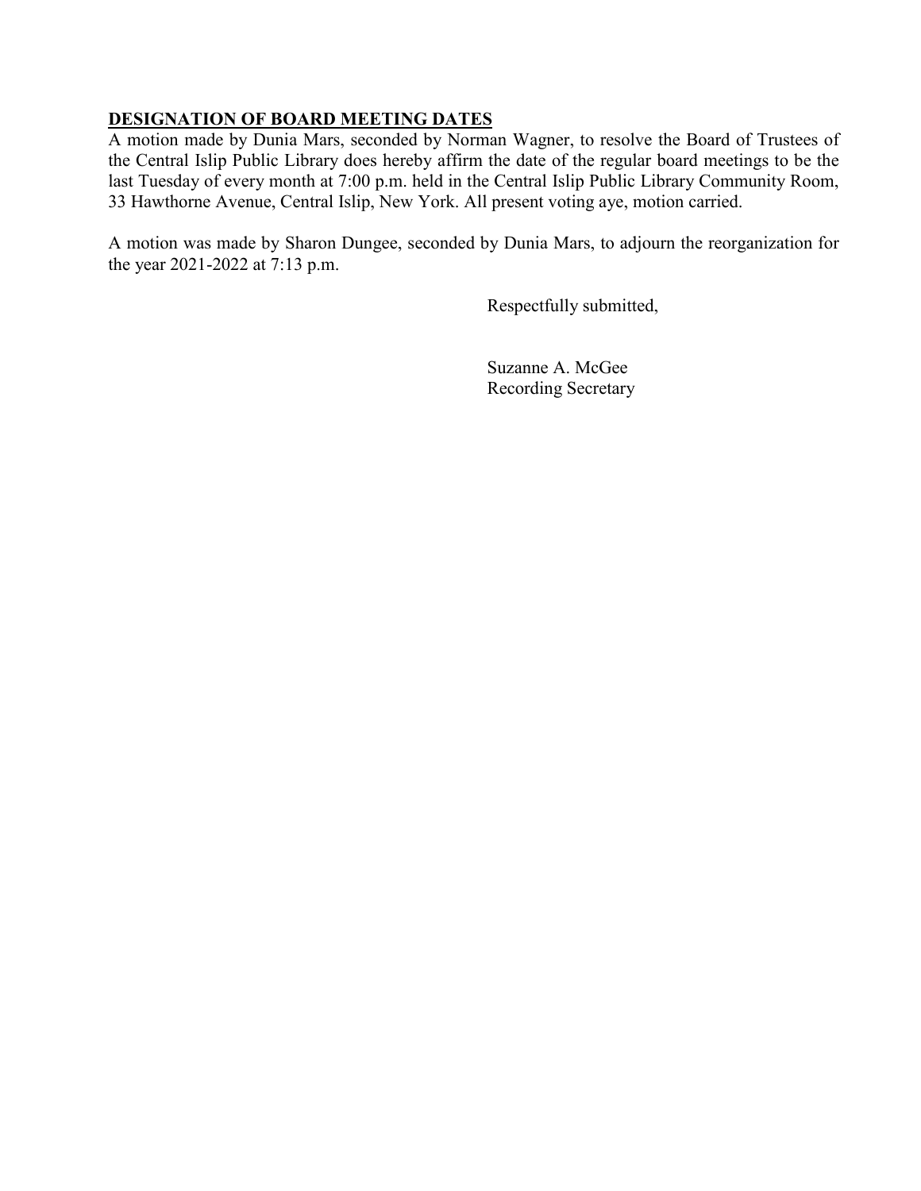**DESIGNATION OF BOARD MEETING DATES**

A motion made by Dunia Mars, seconded by Norman Wagner, to resolve the Board of Trustees of the Central Islip Public Library does hereby affirm the date of the regular board meetings to be the last Tuesday of every month at 7:00 p.m. held in the Central Islip Public Library Community Room, 33 Hawthorne Avenue, Central Islip, New York. All present voting aye, motion carried.

A motion was made by Sharon Dungee, seconded by Dunia Mars, to adjourn the reorganization for the year 2021-2022 at 7:13 p.m.

Respectfully submitted,

Suzanne A. McGee
Recording Secretary